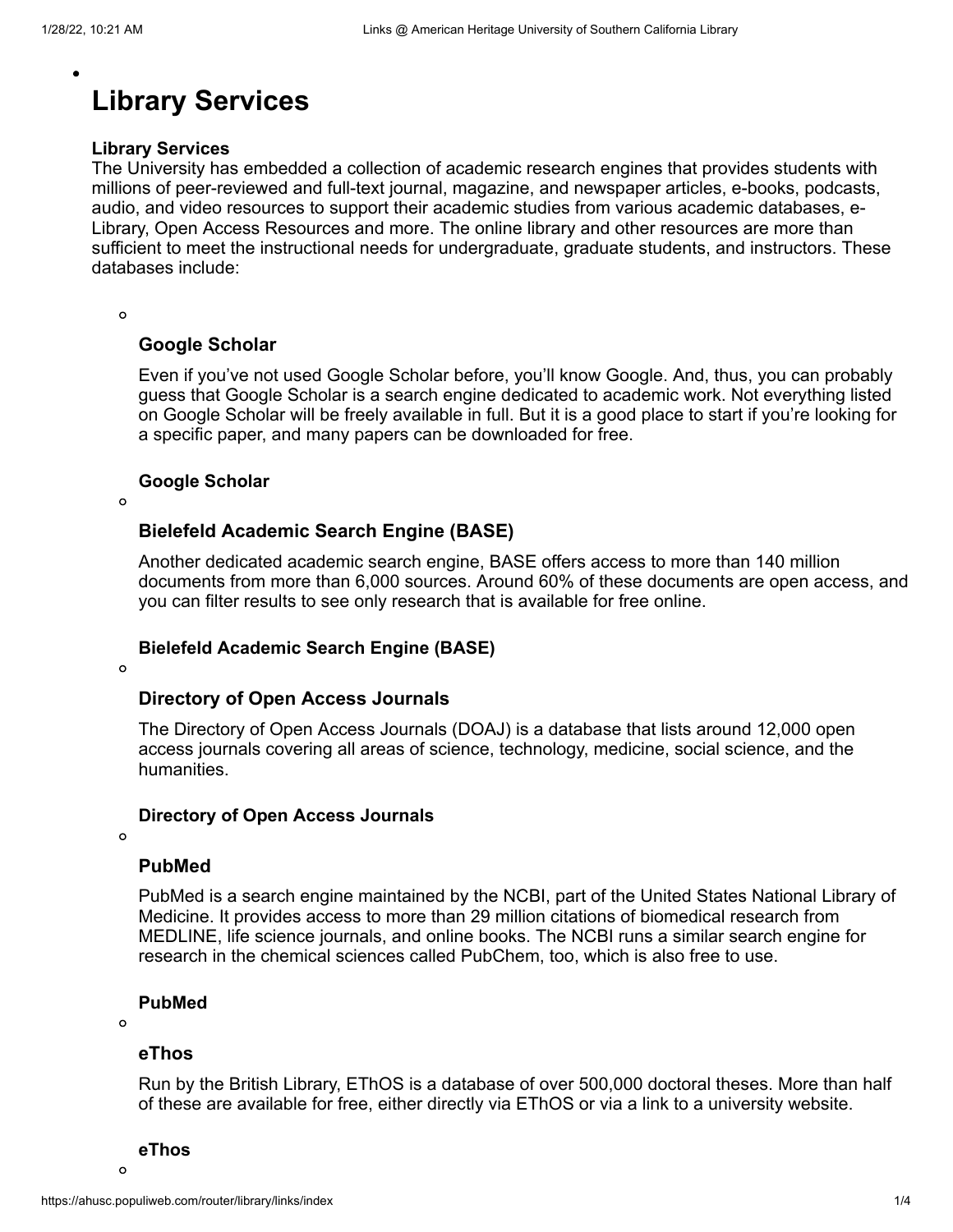# Library Services

**Library Services**
The University has embedded a collection of academic research engines that provides students with millions of peer-reviewed and full-text journal, magazine, and newspaper articles, e-books, podcasts, audio, and video resources to support their academic studies from various academic databases, e-Library, Open Access Resources and more. The online library and other resources are more than sufficient to meet the instructional needs for undergraduate, graduate students, and instructors. These databases include:

- ### Google Scholar

  Even if you've not used Google Scholar before, you'll know Google. And, thus, you can probably guess that Google Scholar is a search engine dedicated to academic work. Not everything listed on Google Scholar will be freely available in full. But it is a good place to start if you're looking for a specific paper, and many papers can be downloaded for free.

  **Google Scholar**

- ### Bielefeld Academic Search Engine (BASE)

  Another dedicated academic search engine, BASE offers access to more than 140 million documents from more than 6,000 sources. Around 60% of these documents are open access, and you can filter results to see only research that is available for free online.

  **Bielefeld Academic Search Engine (BASE)**

- ### Directory of Open Access Journals

  The Directory of Open Access Journals (DOAJ) is a database that lists around 12,000 open access journals covering all areas of science, technology, medicine, social science, and the humanities.

  **Directory of Open Access Journals**

- ### PubMed

  PubMed is a search engine maintained by the NCBI, part of the United States National Library of Medicine. It provides access to more than 29 million citations of biomedical research from MEDLINE, life science journals, and online books. The NCBI runs a similar search engine for research in the chemical sciences called PubChem, too, which is also free to use.

  **PubMed**

- ### eThos

  Run by the British Library, EThOS is a database of over 500,000 doctoral theses. More than half of these are available for free, either directly via EThOS or via a link to a university website.

  **eThos**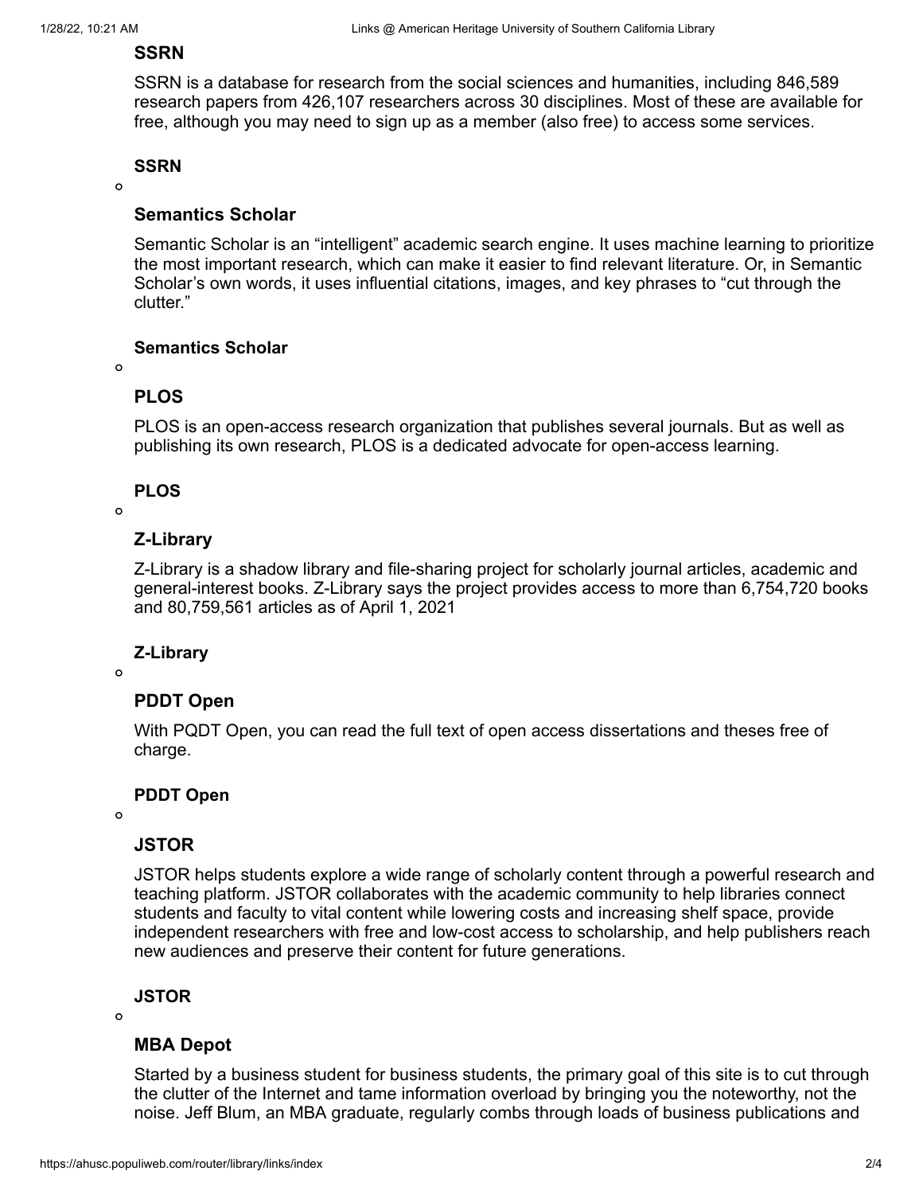### SSRN

SSRN is a database for research from the social sciences and humanities, including 846,589 research papers from 426,107 researchers across 30 disciplines. Most of these are available for free, although you may need to sign up as a member (also free) to access some services.

**SSRN**

- 

### Semantics Scholar

Semantic Scholar is an "intelligent" academic search engine. It uses machine learning to prioritize the most important research, which can make it easier to find relevant literature. Or, in Semantic Scholar's own words, it uses influential citations, images, and key phrases to "cut through the clutter."

**Semantics Scholar**

- 

### PLOS

PLOS is an open-access research organization that publishes several journals. But as well as publishing its own research, PLOS is a dedicated advocate for open-access learning.

**PLOS**

- 

### Z-Library

Z-Library is a shadow library and file-sharing project for scholarly journal articles, academic and general-interest books. Z-Library says the project provides access to more than 6,754,720 books and 80,759,561 articles as of April 1, 2021

**Z-Library**

- 

### PDDT Open

With PQDT Open, you can read the full text of open access dissertations and theses free of charge.

**PDDT Open**

- 

### JSTOR

JSTOR helps students explore a wide range of scholarly content through a powerful research and teaching platform. JSTOR collaborates with the academic community to help libraries connect students and faculty to vital content while lowering costs and increasing shelf space, provide independent researchers with free and low-cost access to scholarship, and help publishers reach new audiences and preserve their content for future generations.

**JSTOR**

- 

### MBA Depot

Started by a business student for business students, the primary goal of this site is to cut through the clutter of the Internet and tame information overload by bringing you the noteworthy, not the noise. Jeff Blum, an MBA graduate, regularly combs through loads of business publications and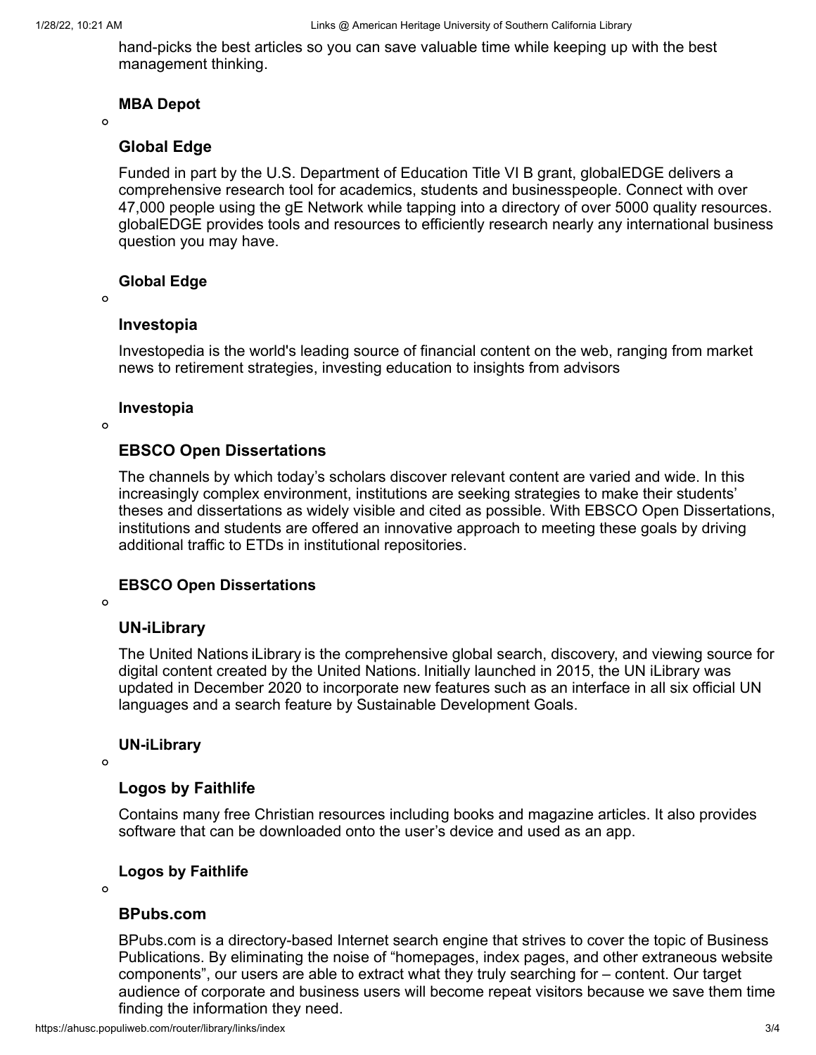hand-picks the best articles so you can save valuable time while keeping up with the best management thinking.

**MBA Depot**

- ### Global Edge

  Funded in part by the U.S. Department of Education Title VI B grant, globalEDGE delivers a comprehensive research tool for academics, students and businesspeople. Connect with over 47,000 people using the gE Network while tapping into a directory of over 5000 quality resources. globalEDGE provides tools and resources to efficiently research nearly any international business question you may have.

  **Global Edge**

- ### Investopia

  Investopedia is the world's leading source of financial content on the web, ranging from market news to retirement strategies, investing education to insights from advisors

  **Investopia**

- ### EBSCO Open Dissertations

  The channels by which today's scholars discover relevant content are varied and wide. In this increasingly complex environment, institutions are seeking strategies to make their students' theses and dissertations as widely visible and cited as possible. With EBSCO Open Dissertations, institutions and students are offered an innovative approach to meeting these goals by driving additional traffic to ETDs in institutional repositories.

  **EBSCO Open Dissertations**

- ### UN-iLibrary

  The United Nations iLibrary is the comprehensive global search, discovery, and viewing source for digital content created by the United Nations. Initially launched in 2015, the UN iLibrary was updated in December 2020 to incorporate new features such as an interface in all six official UN languages and a search feature by Sustainable Development Goals.

  **UN-iLibrary**

- ### Logos by Faithlife

  Contains many free Christian resources including books and magazine articles. It also provides software that can be downloaded onto the user's device and used as an app.

  **Logos by Faithlife**

- ### BPubs.com

  BPubs.com is a directory-based Internet search engine that strives to cover the topic of Business Publications. By eliminating the noise of "homepages, index pages, and other extraneous website components", our users are able to extract what they truly searching for – content. Our target audience of corporate and business users will become repeat visitors because we save them time finding the information they need.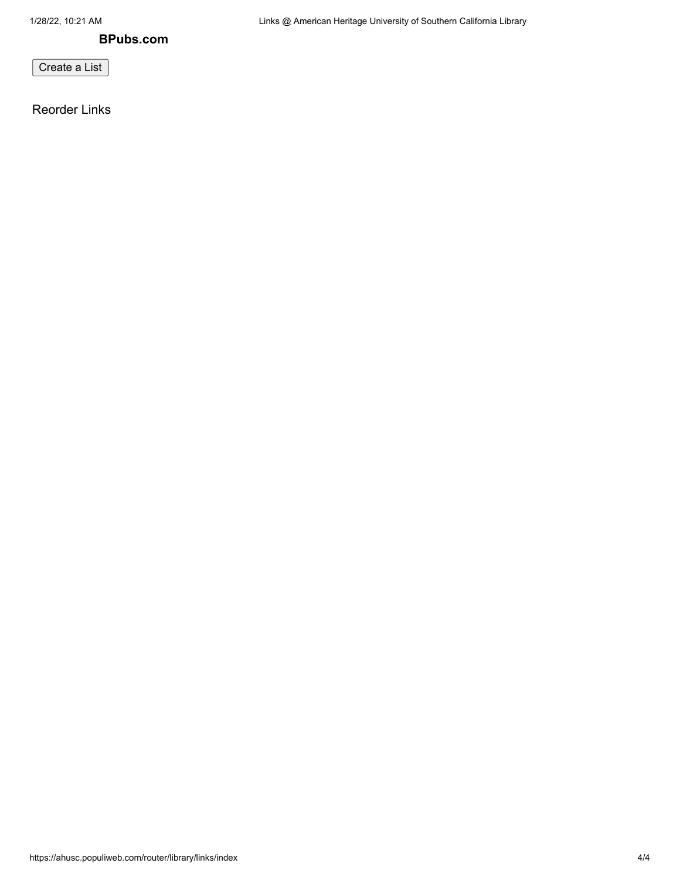**BPubs.com**

Create a List

Reorder Links